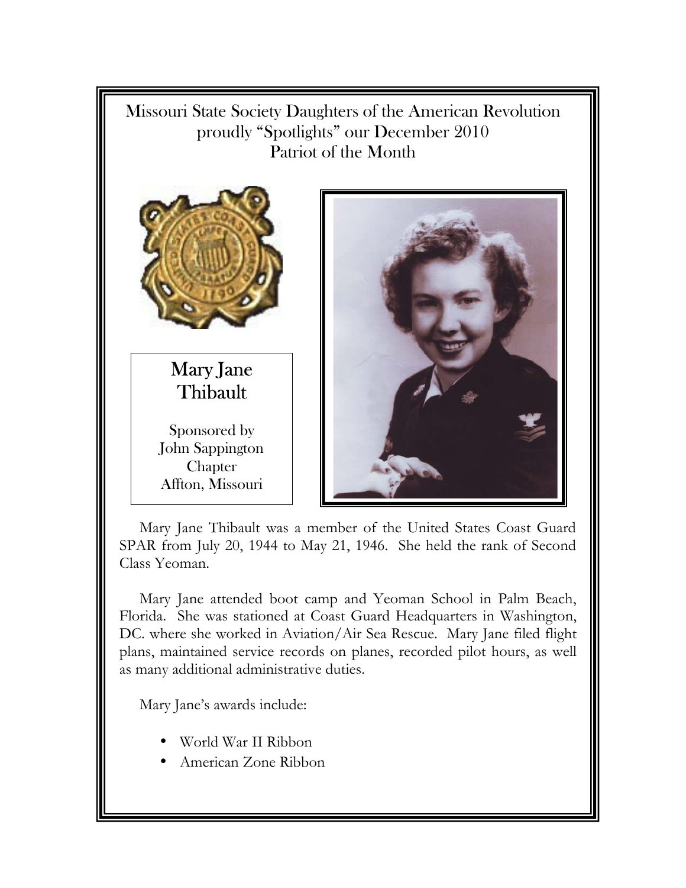Missouri State Society Daughters of the American Revolution proudly "Spotlights" our December 2010 Patriot of the Month

## Mary Jane Thibault

Sponsored by
John Sappington
Chapter
Affton, Missouri

Mary Jane Thibault was a member of the United States Coast Guard SPAR from July 20, 1944 to May 21, 1946. She held the rank of Second Class Yeoman.

Mary Jane attended boot camp and Yeoman School in Palm Beach, Florida. She was stationed at Coast Guard Headquarters in Washington, DC. where she worked in Aviation/Air Sea Rescue. Mary Jane filed flight plans, maintained service records on planes, recorded pilot hours, as well as many additional administrative duties.

Mary Jane's awards include:

- World War II Ribbon
- American Zone Ribbon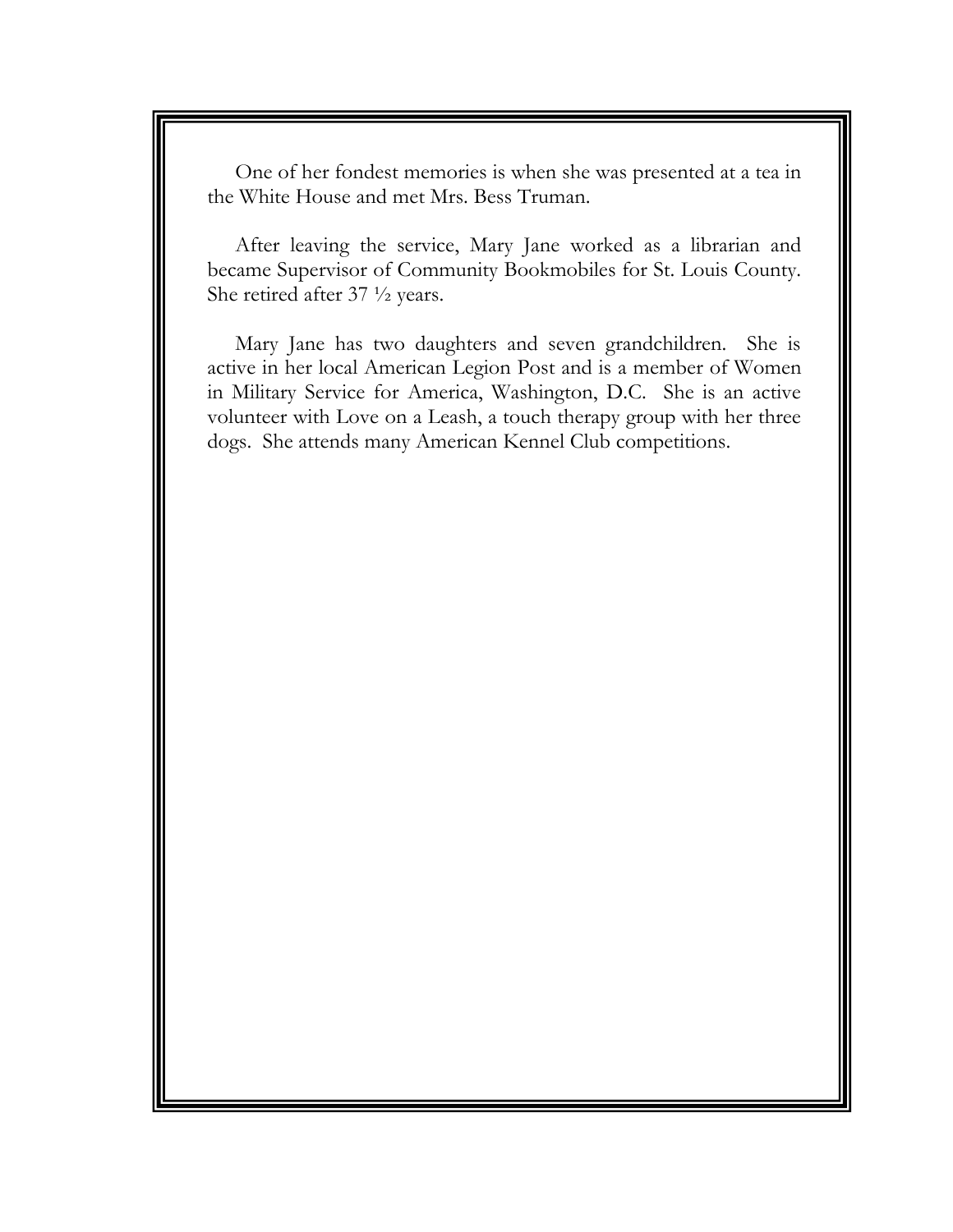One of her fondest memories is when she was presented at a tea in the White House and met Mrs. Bess Truman.

After leaving the service, Mary Jane worked as a librarian and became Supervisor of Community Bookmobiles for St. Louis County. She retired after 37 ½ years.

Mary Jane has two daughters and seven grandchildren. She is active in her local American Legion Post and is a member of Women in Military Service for America, Washington, D.C. She is an active volunteer with Love on a Leash, a touch therapy group with her three dogs. She attends many American Kennel Club competitions.